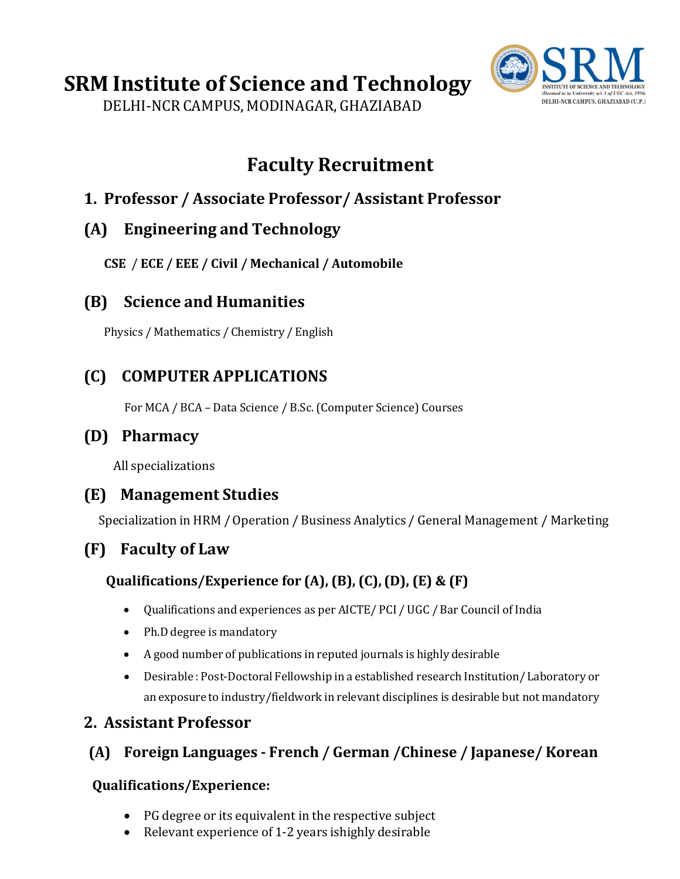# SRM Institute of Science and Technology

DELHI-NCR CAMPUS, MODINAGAR, GHAZIABAD

## Faculty Recruitment

### 1. Professor / Associate Professor/ Assistant Professor

### (A) Engineering and Technology

**CSE / ECE / EEE / Civil / Mechanical / Automobile**

### (B) Science and Humanities

Physics / Mathematics / Chemistry / English

### (C) COMPUTER APPLICATIONS

For MCA / BCA – Data Science / B.Sc. (Computer Science) Courses

### (D) Pharmacy

All specializations

### (E) Management Studies

Specialization in HRM / Operation / Business Analytics / General Management / Marketing

### (F) Faculty of Law

**Qualifications/Experience for (A), (B), (C), (D), (E) & (F)**

- Qualifications and experiences as per AICTE/ PCI / UGC / Bar Council of India
- Ph.D degree is mandatory
- A good number of publications in reputed journals is highly desirable
- Desirable : Post-Doctoral Fellowship in a established research Institution/ Laboratory or an exposure to industry/fieldwork in relevant disciplines is desirable but not mandatory

### 2. Assistant Professor

### (A) Foreign Languages - French / German /Chinese / Japanese/ Korean

**Qualifications/Experience:**

- PG degree or its equivalent in the respective subject
- Relevant experience of 1-2 years ishighly desirable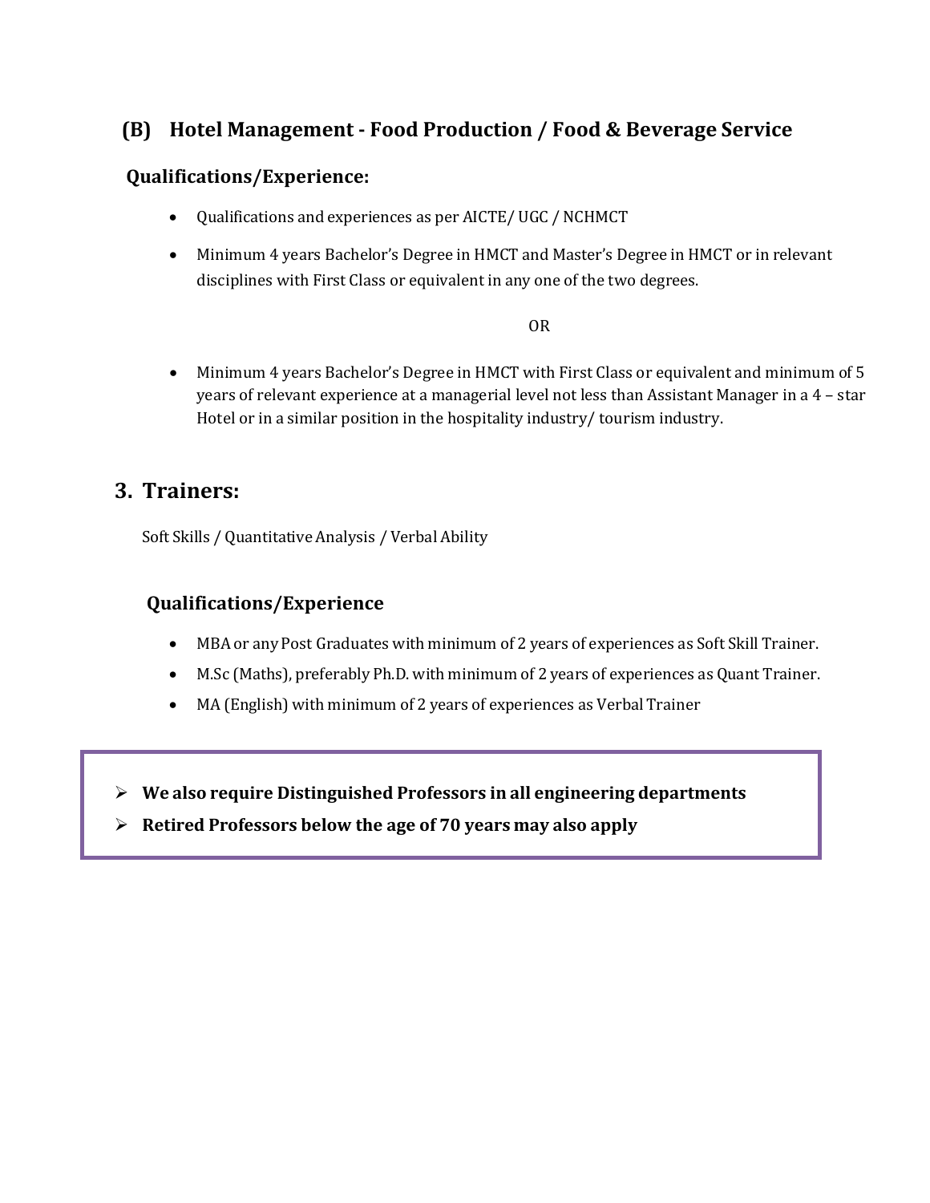## (B) Hotel Management - Food Production / Food & Beverage Service

### Qualifications/Experience:

- Qualifications and experiences as per AICTE/ UGC / NCHMCT
- Minimum 4 years Bachelor's Degree in HMCT and Master's Degree in HMCT or in relevant disciplines with First Class or equivalent in any one of the two degrees.

OR

- Minimum 4 years Bachelor's Degree in HMCT with First Class or equivalent and minimum of 5 years of relevant experience at a managerial level not less than Assistant Manager in a 4 – star Hotel or in a similar position in the hospitality industry/ tourism industry.

## 3. Trainers:

Soft Skills / Quantitative Analysis / Verbal Ability

### Qualifications/Experience

- MBA or any Post Graduates with minimum of 2 years of experiences as Soft Skill Trainer.
- M.Sc (Maths), preferably Ph.D. with minimum of 2 years of experiences as Quant Trainer.
- MA (English) with minimum of 2 years of experiences as Verbal Trainer

- **We also require Distinguished Professors in all engineering departments**
- **Retired Professors below the age of 70 years may also apply**